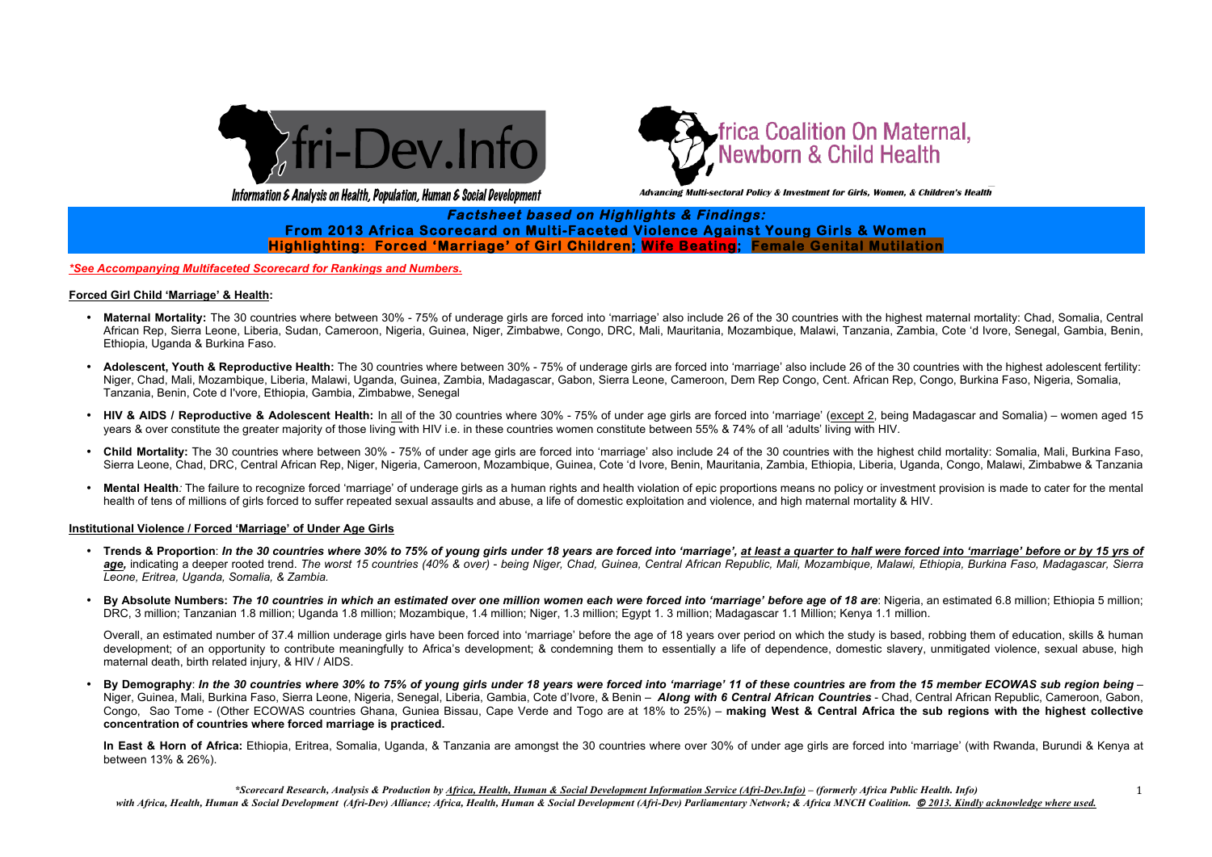Afri-Dev.Info

Information & Analysis on Health, Population, Human & Social Development

Africa Coalition On Maternal, Newborn & Child Health

*Advancing Multi-sectoral Policy & Investment for Girls, Women, & Children's Health*

***Factsheet based on Highlights & Findings:***
**From 2013 Africa Scorecard on Multi-Faceted Violence Against Young Girls & Women**
**Highlighting: Forced 'Marriage' of Girl Children; Wife Beating; Female Genital Mutilation**

***\*See Accompanying Multifaceted Scorecard for Rankings and Numbers.***

**Forced Girl Child 'Marriage' & Health:**

- **Maternal Mortality:** The 30 countries where between 30% - 75% of underage girls are forced into 'marriage' also include 26 of the 30 countries with the highest maternal mortality: Chad, Somalia, Central African Rep, Sierra Leone, Liberia, Sudan, Cameroon, Nigeria, Guinea, Niger, Zimbabwe, Congo, DRC, Mali, Mauritania, Mozambique, Malawi, Tanzania, Zambia, Cote 'd Ivore, Senegal, Gambia, Benin, Ethiopia, Uganda & Burkina Faso.

- **Adolescent, Youth & Reproductive Health:** The 30 countries where between 30% - 75% of underage girls are forced into 'marriage' also include 26 of the 30 countries with the highest adolescent fertility: Niger, Chad, Mali, Mozambique, Liberia, Malawi, Uganda, Guinea, Zambia, Madagascar, Gabon, Sierra Leone, Cameroon, Dem Rep Congo, Cent. African Rep, Congo, Burkina Faso, Nigeria, Somalia, Tanzania, Benin, Cote d I'vore, Ethiopia, Gambia, Zimbabwe, Senegal

- **HIV & AIDS / Reproductive & Adolescent Health:** In all of the 30 countries where 30% - 75% of under age girls are forced into 'marriage' (except 2, being Madagascar and Somalia) – women aged 15 years & over constitute the greater majority of those living with HIV i.e. in these countries women constitute between 55% & 74% of all 'adults' living with HIV.

- **Child Mortality:** The 30 countries where between 30% - 75% of under age girls are forced into 'marriage' also include 24 of the 30 countries with the highest child mortality: Somalia, Mali, Burkina Faso, Sierra Leone, Chad, DRC, Central African Rep, Niger, Nigeria, Cameroon, Mozambique, Guinea, Cote 'd Ivore, Benin, Mauritania, Zambia, Ethiopia, Liberia, Uganda, Congo, Malawi, Zimbabwe & Tanzania

- **Mental Health***:* The failure to recognize forced 'marriage' of underage girls as a human rights and health violation of epic proportions means no policy or investment provision is made to cater for the mental health of tens of millions of girls forced to suffer repeated sexual assaults and abuse, a life of domestic exploitation and violence, and high maternal mortality & HIV.

**Institutional Violence / Forced 'Marriage' of Under Age Girls**

- **Trends & Proportion**: ***In the 30 countries where 30% to 75% of young girls under 18 years are forced into 'marriage', at least a quarter to half were forced into 'marriage' before or by 15 yrs of age,*** indicating a deeper rooted trend. *The worst 15 countries (40% & over) - being Niger, Chad, Guinea, Central African Republic, Mali, Mozambique, Malawi, Ethiopia, Burkina Faso, Madagascar, Sierra Leone, Eritrea, Uganda, Somalia, & Zambia.*

- **By Absolute Numbers: *The 10 countries in which an estimated over one million women each were forced into 'marriage' before age of 18 are***: Nigeria, an estimated 6.8 million; Ethiopia 5 million; DRC, 3 million; Tanzanian 1.8 million; Uganda 1.8 million; Mozambique, 1.4 million; Niger, 1.3 million; Egypt 1. 3 million; Madagascar 1.1 Million; Kenya 1.1 million.

  Overall, an estimated number of 37.4 million underage girls have been forced into 'marriage' before the age of 18 years over period on which the study is based, robbing them of education, skills & human development; of an opportunity to contribute meaningfully to Africa's development; & condemning them to essentially a life of dependence, domestic slavery, unmitigated violence, sexual abuse, high maternal death, birth related injury, & HIV / AIDS.

- **By Demography**: ***In the 30 countries where 30% to 75% of young girls under 18 years were forced into 'marriage' 11 of these countries are from the 15 member ECOWAS sub region being*** – Niger, Guinea, Mali, Burkina Faso, Sierra Leone, Nigeria, Senegal, Liberia, Gambia, Cote d'Ivore, & Benin – ***Along with 6 Central African Countries*** - Chad, Central African Republic, Cameroon, Gabon, Congo, Sao Tome - (Other ECOWAS countries Ghana, Guniea Bissau, Cape Verde and Togo are at 18% to 25%) – **making West & Central Africa the sub regions with the highest collective concentration of countries where forced marriage is practiced.**

  **In East & Horn of Africa:** Ethiopia, Eritrea, Somalia, Uganda, & Tanzania are amongst the 30 countries where over 30% of under age girls are forced into 'marriage' (with Rwanda, Burundi & Kenya at between 13% & 26%).

*\*Scorecard Research, Analysis & Production by Africa, Health, Human & Social Development Information Service (Afri-Dev.Info) – (formerly Africa Public Health. Info) with Africa, Health, Human & Social Development (Afri-Dev) Alliance; Africa, Health, Human & Social Development (Afri-Dev) Parliamentary Network; & Africa MNCH Coalition. © 2013. Kindly acknowledge where used.*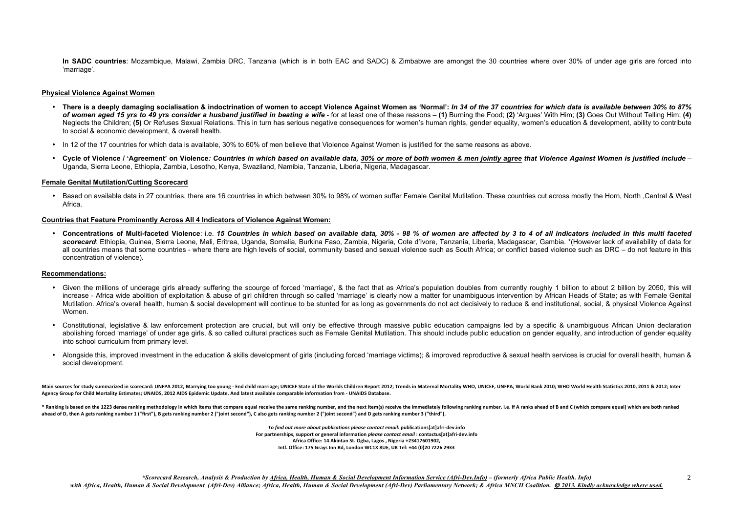**In SADC countries**: Mozambique, Malawi, Zambia DRC, Tanzania (which is in both EAC and SADC) & Zimbabwe are amongst the 30 countries where over 30% of under age girls are forced into 'marriage'.

**Physical Violence Against Women**

- **There is a deeply damaging socialisation & indoctrination of women to accept Violence Against Women as 'Normal':** ***In 34 of the 37 countries for which data is available between 30% to 87% of women aged 15 yrs to 49 yrs consider a husband justified in beating a wife*** - for at least one of these reasons – **(1)** Burning the Food; **(2)** 'Argues' With Him; **(3)** Goes Out Without Telling Him; **(4)** Neglects the Children; **(5)** Or Refuses Sexual Relations. This in turn has serious negative consequences for women's human rights, gender equality, women's education & development, ability to contribute to social & economic development, & overall health.
- In 12 of the 17 countries for which data is available, 30% to 60% of men believe that Violence Against Women is justified for the same reasons as above.
- **Cycle of Violence / 'Agreement' on Violence*: Countries in which based on available data, <u>30% or more of both women & men jointly agree</u> that Violence Against Women is justified include*** – Uganda, Sierra Leone, Ethiopia, Zambia, Lesotho, Kenya, Swaziland, Namibia, Tanzania, Liberia, Nigeria, Madagascar.

**Female Genital Mutilation/Cutting Scorecard**

- Based on available data in 27 countries, there are 16 countries in which between 30% to 98% of women suffer Female Genital Mutilation. These countries cut across mostly the Horn, North ,Central & West Africa.

**Countries that Feature Prominently Across All 4 Indicators of Violence Against Women:**

- **Concentrations of Multi-faceted Violence**: i.e. ***15 Countries in which based on available data, 30% - 98 % of women are affected by 3 to 4 of all indicators included in this multi faceted scorecard***: Ethiopia, Guinea, Sierra Leone, Mali, Eritrea, Uganda, Somalia, Burkina Faso, Zambia, Nigeria, Cote d'Ivore, Tanzania, Liberia, Madagascar, Gambia. *(However lack of availability of data for all countries means that some countries - where there are high levels of social, community based and sexual violence such as South Africa; or conflict based violence such as DRC – do not feature in this concentration of violence).

**Recommendations:**

- Given the millions of underage girls already suffering the scourge of forced 'marriage', & the fact that as Africa's population doubles from currently roughly 1 billion to about 2 billion by 2050, this will increase - Africa wide abolition of exploitation & abuse of girl children through so called 'marriage' is clearly now a matter for unambiguous intervention by African Heads of State; as with Female Genital Mutilation. Africa's overall health, human & social development will continue to be stunted for as long as governments do not act decisively to reduce & end institutional, social, & physical Violence Against Women.
- Constitutional, legislative & law enforcement protection are crucial, but will only be effective through massive public education campaigns led by a specific & unambiguous African Union declaration abolishing forced 'marriage' of under age girls, & so called cultural practices such as Female Genital Mutilation. This should include public education on gender equality, and introduction of gender equality into school curriculum from primary level.
- Alongside this, improved investment in the education & skills development of girls (including forced 'marriage victims); & improved reproductive & sexual health services is crucial for overall health, human & social development.

**Main sources for study summarized in scorecard: UNFPA 2012, Marrying too young - End child marriage; UNICEF State of the Worlds Children Report 2012; Trends in Maternal Mortality WHO, UNICEF, UNFPA, World Bank 2010; WHO World Health Statistics 2010, 2011 & 2012; Inter Agency Group for Child Mortality Estimates; UNAIDS, 2012 AIDS Epidemic Update. And latest available comparable information from - UNAIDS Database.**

**\* Ranking is based on the 1223 dense ranking methodology in which items that compare equal receive the same ranking number, and the next item(s) receive the immediately following ranking number. i.e. if A ranks ahead of B and C (which compare equal) which are both ranked ahead of D, then A gets ranking number 1 ("first"), B gets ranking number 2 ("joint second"), C also gets ranking number 2 ("joint second") and D gets ranking number 3 ("third").**

***To find out more about publications please contact email:*** **publications[at]afri-dev.info**
**For partnerships, support or general information *please contact email* : contactus[at]afri-dev.info**
**Africa Office: 14 Akintan St. Ogba, Lagos , Nigeria +23417601902,**
**Intl. Office: 175 Grays Inn Rd, London WC1X 8UE, UK Tel: +44 (0)20 7226 2933**

*\*Scorecard Research, Analysis & Production by <u>Africa, Health, Human & Social Development Information Service (Afri-Dev.Info)</u> – (formerly Africa Public Health. Info) with Africa, Health, Human & Social Development (Afri-Dev) Alliance; Africa, Health, Human & Social Development (Afri-Dev) Parliamentary Network; & Africa MNCH Coalition. <u>© 2013. Kindly acknowledge where used.</u>*